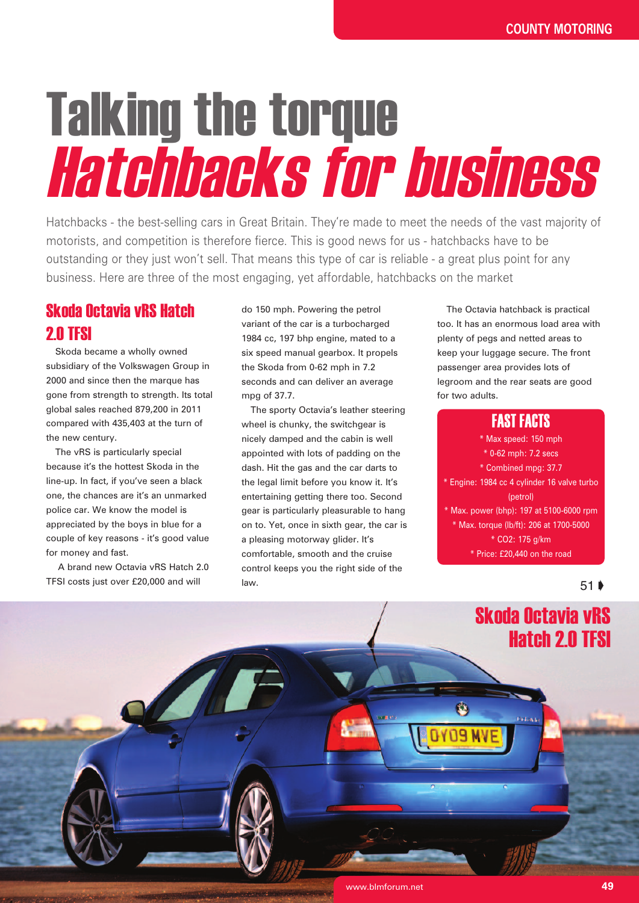# Talking the torque
# *Hatchbacks for business*

Hatchbacks - the best-selling cars in Great Britain. They're made to meet the needs of the vast majority of motorists, and competition is therefore fierce. This is good news for us - hatchbacks have to be outstanding or they just won't sell. That means this type of car is reliable - a great plus point for any business. Here are three of the most engaging, yet affordable, hatchbacks on the market

## Skoda Octavia vRS Hatch 2.0 TFSI

Skoda became a wholly owned subsidiary of the Volkswagen Group in 2000 and since then the marque has gone from strength to strength. Its total global sales reached 879,200 in 2011 compared with 435,403 at the turn of the new century.

The vRS is particularly special because it's the hottest Skoda in the line-up. In fact, if you've seen a black one, the chances are it's an unmarked police car. We know the model is appreciated by the boys in blue for a couple of key reasons - it's good value for money and fast.

A brand new Octavia vRS Hatch 2.0 TFSI costs just over £20,000 and will do 150 mph. Powering the petrol variant of the car is a turbocharged 1984 cc, 197 bhp engine, mated to a six speed manual gearbox. It propels the Skoda from 0-62 mph in 7.2 seconds and can deliver an average mpg of 37.7.

The sporty Octavia's leather steering wheel is chunky, the switchgear is nicely damped and the cabin is well appointed with lots of padding on the dash. Hit the gas and the car darts to the legal limit before you know it. It's entertaining getting there too. Second gear is particularly pleasurable to hang on to. Yet, once in sixth gear, the car is a pleasing motorway glider. It's comfortable, smooth and the cruise control keeps you the right side of the law.

The Octavia hatchback is practical too. It has an enormous load area with plenty of pegs and netted areas to keep your luggage secure. The front passenger area provides lots of legroom and the rear seats are good for two adults.

### FAST FACTS

* Max speed: 150 mph
* 0-62 mph: 7.2 secs
* Combined mpg: 37.7
* Engine: 1984 cc 4 cylinder 16 valve turbo (petrol)
* Max. power (bhp): 197 at 5100-6000 rpm
* Max. torque (lb/ft): 206 at 1700-5000
* $CO_2$: 175 g/km
* Price: £20,440 on the road

51 ▸

Skoda Octavia vRS Hatch 2.0 TFSI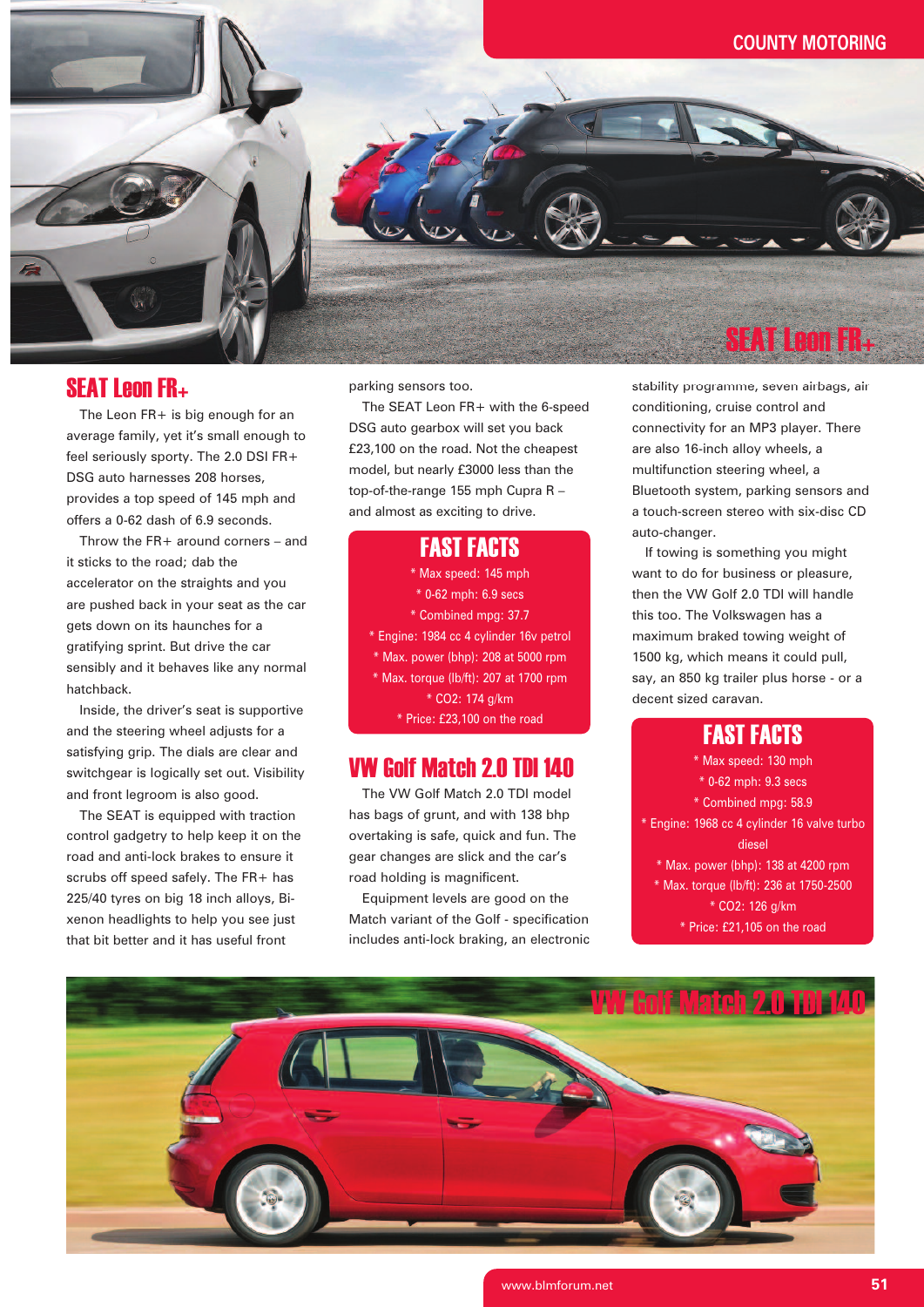## SEAT Leon FR+

The Leon FR+ is big enough for an average family, yet it's small enough to feel seriously sporty. The 2.0 DSI FR+ DSG auto harnesses 208 horses, provides a top speed of 145 mph and offers a 0-62 dash of 6.9 seconds.

Throw the FR+ around corners – and it sticks to the road; dab the accelerator on the straights and you are pushed back in your seat as the car gets down on its haunches for a gratifying sprint. But drive the car sensibly and it behaves like any normal hatchback.

Inside, the driver's seat is supportive and the steering wheel adjusts for a satisfying grip. The dials are clear and switchgear is logically set out. Visibility and front legroom is also good.

The SEAT is equipped with traction control gadgetry to help keep it on the road and anti-lock brakes to ensure it scrubs off speed safely. The FR+ has 225/40 tyres on big 18 inch alloys, Bi-xenon headlights to help you see just that bit better and it has useful front parking sensors too.

The SEAT Leon FR+ with the 6-speed DSG auto gearbox will set you back £23,100 on the road. Not the cheapest model, but nearly £3000 less than the top-of-the-range 155 mph Cupra R – and almost as exciting to drive.

### FAST FACTS

* Max speed: 145 mph
* 0-62 mph: 6.9 secs
* Combined mpg: 37.7
* Engine: 1984 cc 4 cylinder 16v petrol
* Max. power (bhp): 208 at 5000 rpm
* Max. torque (lb/ft): 207 at 1700 rpm
* $CO_2$: 174 g/km
* Price: £23,100 on the road

## VW Golf Match 2.0 TDI 140

The VW Golf Match 2.0 TDI model has bags of grunt, and with 138 bhp overtaking is safe, quick and fun. The gear changes are slick and the car's road holding is magnificent.

Equipment levels are good on the Match variant of the Golf - specification includes anti-lock braking, an electronic stability programme, seven airbags, air conditioning, cruise control and connectivity for an MP3 player. There are also 16-inch alloy wheels, a multifunction steering wheel, a Bluetooth system, parking sensors and a touch-screen stereo with six-disc CD auto-changer.

If towing is something you might want to do for business or pleasure, then the VW Golf 2.0 TDI will handle this too. The Volkswagen has a maximum braked towing weight of 1500 kg, which means it could pull, say, an 850 kg trailer plus horse - or a decent sized caravan.

### FAST FACTS

* Max speed: 130 mph
* 0-62 mph: 9.3 secs
* Combined mpg: 58.9
* Engine: 1968 cc 4 cylinder 16 valve turbo diesel
* Max. power (bhp): 138 at 4200 rpm
* Max. torque (lb/ft): 236 at 1750-2500
* $CO_2$: 126 g/km
* Price: £21,105 on the road

SEAT Leon FR+

VW Golf Match 2.0 TDI 140